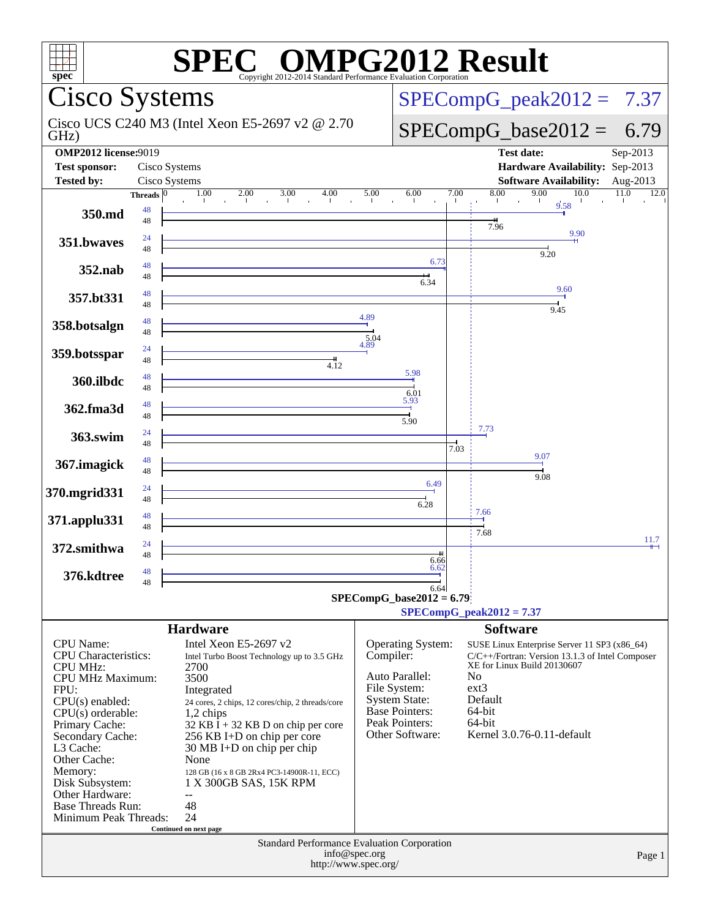# SPEC OMPG2012 Result

Copyright 2012-2014 Standard Performance Evaluation Corporation

## Cisco Systems

Cisco UCS C240 M3 (Intel Xeon E5-2697 v2 @ 2.70 GHz)

SPECompG_peak2012 = 7.37

SPECompG_base2012 = 6.79

**OMP2012 license:** 9019
**Test sponsor:** Cisco Systems
**Tested by:** Cisco Systems
**Test date:** Sep-2013
**Hardware Availability:** Sep-2013
**Software Availability:** Aug-2013

| Benchmark | Peak Threads | Peak Ratio | Base Threads | Base Ratio |
|---|---|---|---|---|
| 350.md | 48 | 9.58 | 48 | 7.96 |
| 351.bwaves | 24 | 9.90 | 48 | 9.20 |
| 352.nab | 48 | 6.73 | 48 | 6.34 |
| 357.bt331 | 48 | 9.60 | 48 | 9.45 |
| 358.botsalgn | 48 | 4.89 | 48 | 5.04 |
| 359.botsspar | 24 | 4.89 | 48 | 4.12 |
| 360.ilbdc | 48 | 5.98 | 48 | 6.01 |
| 362.fma3d | 48 | 5.93 | 48 | 5.90 |
| 363.swim | 24 | 7.73 | 48 | 7.03 |
| 367.imagick | 48 | 9.07 | 48 | 9.08 |
| 370.mgrid331 | 24 | 6.49 | 48 | 6.28 |
| 371.applu331 | 48 | 7.66 | 48 | 7.68 |
| 372.smithwa | 24 | 11.7 | 48 | 6.66 |
| 376.kdtree | 48 | 6.62 | 48 | 6.64 |

SPECompG_base2012 = 6.79

SPECompG_peak2012 = 7.37

### Hardware

| | |
|---|---|
| CPU Name: | Intel Xeon E5-2697 v2 |
| CPU Characteristics: | Intel Turbo Boost Technology up to 3.5 GHz |
| CPU MHz: | 2700 |
| CPU MHz Maximum: | 3500 |
| FPU: | Integrated |
| CPU(s) enabled: | 24 cores, 2 chips, 12 cores/chip, 2 threads/core |
| CPU(s) orderable: | 1,2 chips |
| Primary Cache: | 32 KB I + 32 KB D on chip per core |
| Secondary Cache: | 256 KB I+D on chip per core |
| L3 Cache: | 30 MB I+D on chip per chip |
| Other Cache: | None |
| Memory: | 128 GB (16 x 8 GB 2Rx4 PC3-14900R-11, ECC) |
| Disk Subsystem: | 1 X 300GB SAS, 15K RPM |
| Other Hardware: | -- |
| Base Threads Run: | 48 |
| Minimum Peak Threads: | 24 |

Continued on next page

### Software

| | |
|---|---|
| Operating System: | SUSE Linux Enterprise Server 11 SP3 (x86_64) |
| Compiler: | C/C++/Fortran: Version 13.1.3 of Intel Composer XE for Linux Build 20130607 |
| Auto Parallel: | No |
| File System: | ext3 |
| System State: | Default |
| Base Pointers: | 64-bit |
| Peak Pointers: | 64-bit |
| Other Software: | Kernel 3.0.76-0.11-default |

Standard Performance Evaluation Corporation
info@spec.org
http://www.spec.org/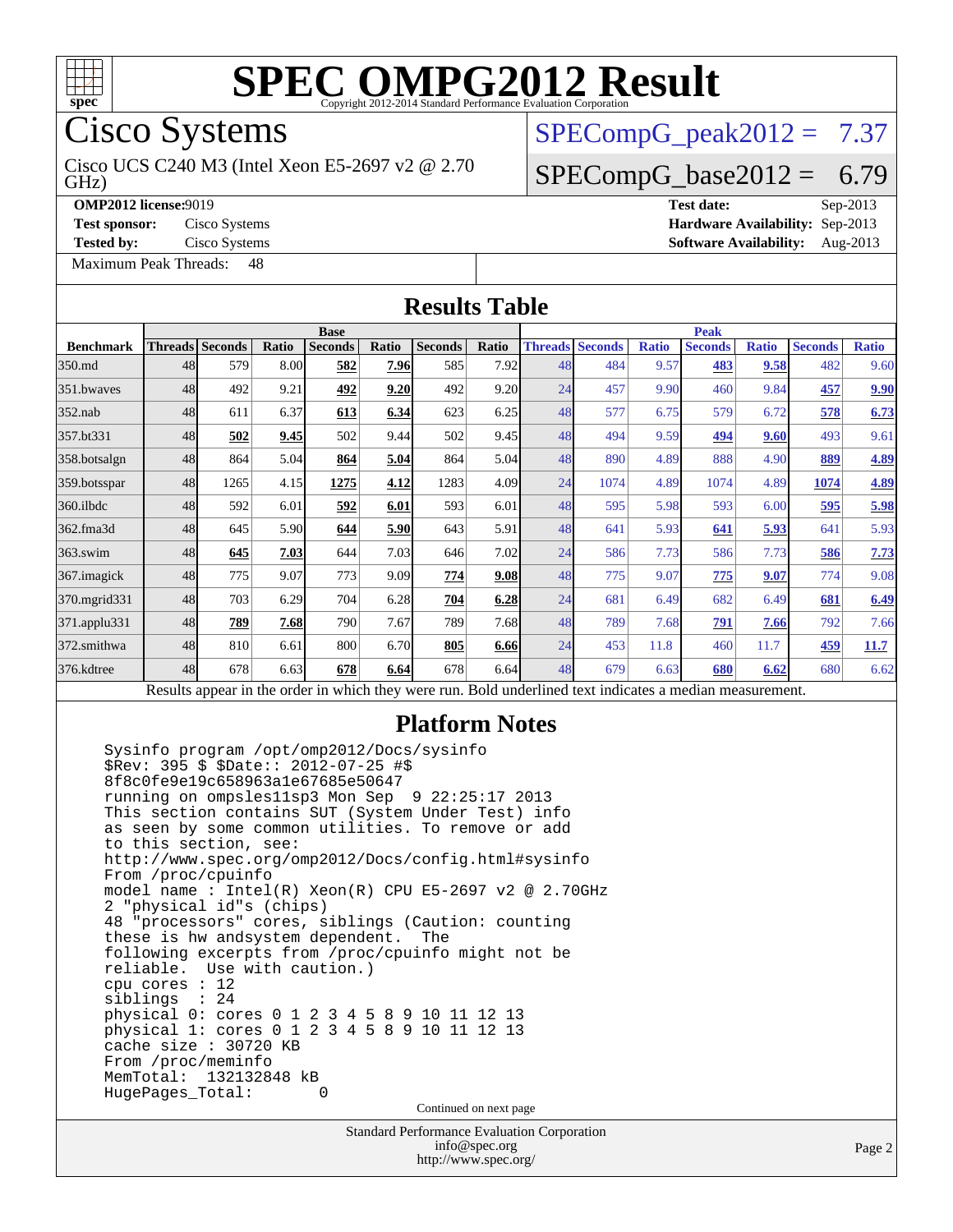# SPEC OMPG2012 Result

Copyright 2012-2014 Standard Performance Evaluation Corporation

## Cisco Systems

Cisco UCS C240 M3 (Intel Xeon E5-2697 v2 @ 2.70 GHz)

SPECompG_peak2012 = 7.37

SPECompG_base2012 = 6.79

**OMP2012 license:** 9019
**Test sponsor:** Cisco Systems
**Tested by:** Cisco Systems
Maximum Peak Threads: 48

**Test date:** Sep-2013
**Hardware Availability:** Sep-2013
**Software Availability:** Aug-2013

## Results Table

| Benchmark | Base | | | | | | | Peak | | | | | | |
|---|---|---|---|---|---|---|---|---|---|---|---|---|---|---|
| | Threads | Seconds | Ratio | Seconds | Ratio | Seconds | Ratio | Threads | Seconds | Ratio | Seconds | Ratio | Seconds | Ratio |
| 350.md | 48 | 579 | 8.00 | **582** | **7.96** | 585 | 7.92 | 48 | 484 | 9.57 | **483** | **9.58** | 482 | 9.60 |
| 351.bwaves | 48 | 492 | 9.21 | **492** | **9.20** | 492 | 9.20 | 24 | 457 | 9.90 | 460 | 9.84 | **457** | **9.90** |
| 352.nab | 48 | 611 | 6.37 | **613** | **6.34** | 623 | 6.25 | 48 | 577 | 6.75 | 579 | 6.72 | **578** | **6.73** |
| 357.bt331 | 48 | **502** | **9.45** | 502 | 9.44 | 502 | 9.45 | 48 | 494 | 9.59 | **494** | **9.60** | 493 | 9.61 |
| 358.botsalgn | 48 | 864 | 5.04 | **864** | **5.04** | 864 | 5.04 | 48 | 890 | 4.89 | 888 | 4.90 | **889** | **4.89** |
| 359.botsspar | 48 | 1265 | 4.15 | **1275** | **4.12** | 1283 | 4.09 | 24 | 1074 | 4.89 | 1074 | 4.89 | **1074** | **4.89** |
| 360.ilbdc | 48 | 592 | 6.01 | **592** | **6.01** | 593 | 6.01 | 48 | 595 | 5.98 | 593 | 6.00 | **595** | **5.98** |
| 362.fma3d | 48 | 645 | 5.90 | **644** | **5.90** | 643 | 5.91 | 48 | 641 | 5.93 | **641** | **5.93** | 641 | 5.93 |
| 363.swim | 48 | **645** | **7.03** | 644 | 7.03 | 646 | 7.02 | 24 | 586 | 7.73 | 586 | 7.73 | **586** | **7.73** |
| 367.imagick | 48 | 775 | 9.07 | 773 | 9.09 | **774** | **9.08** | 48 | 775 | 9.07 | **775** | **9.07** | 774 | 9.08 |
| 370.mgrid331 | 48 | 703 | 6.29 | 704 | 6.28 | **704** | **6.28** | 24 | 681 | 6.49 | 682 | 6.49 | **681** | **6.49** |
| 371.applu331 | 48 | **789** | **7.68** | 790 | 7.67 | 789 | 7.68 | 48 | 789 | 7.68 | **791** | **7.66** | 792 | 7.66 |
| 372.smithwa | 48 | 810 | 6.61 | 800 | 6.70 | **805** | **6.66** | 24 | 453 | 11.8 | 460 | 11.7 | **459** | **11.7** |
| 376.kdtree | 48 | 678 | 6.63 | **678** | **6.64** | 678 | 6.64 | 48 | 679 | 6.63 | **680** | **6.62** | 680 | 6.62 |

Results appear in the order in which they were run. Bold underlined text indicates a median measurement.

## Platform Notes

```
Sysinfo program /opt/omp2012/Docs/sysinfo
$Rev: 395 $ $Date:: 2012-07-25 #$
8f8c0fe9e19c658963a1e67685e50647
running on ompsles11sp3 Mon Sep  9 22:25:17 2013
This section contains SUT (System Under Test) info
as seen by some common utilities. To remove or add
to this section, see:
http://www.spec.org/omp2012/Docs/config.html#sysinfo
From /proc/cpuinfo
model name : Intel(R) Xeon(R) CPU E5-2697 v2 @ 2.70GHz
2 "physical id"s (chips)
48 "processors" cores, siblings (Caution: counting
these is hw andsystem dependent.  The
following excerpts from /proc/cpuinfo might not be
reliable.  Use with caution.)
cpu cores : 12
siblings  : 24
physical 0: cores 0 1 2 3 4 5 8 9 10 11 12 13
physical 1: cores 0 1 2 3 4 5 8 9 10 11 12 13
cache size : 30720 KB
From /proc/meminfo
MemTotal:  132132848 kB
HugePages_Total:       0
```

Continued on next page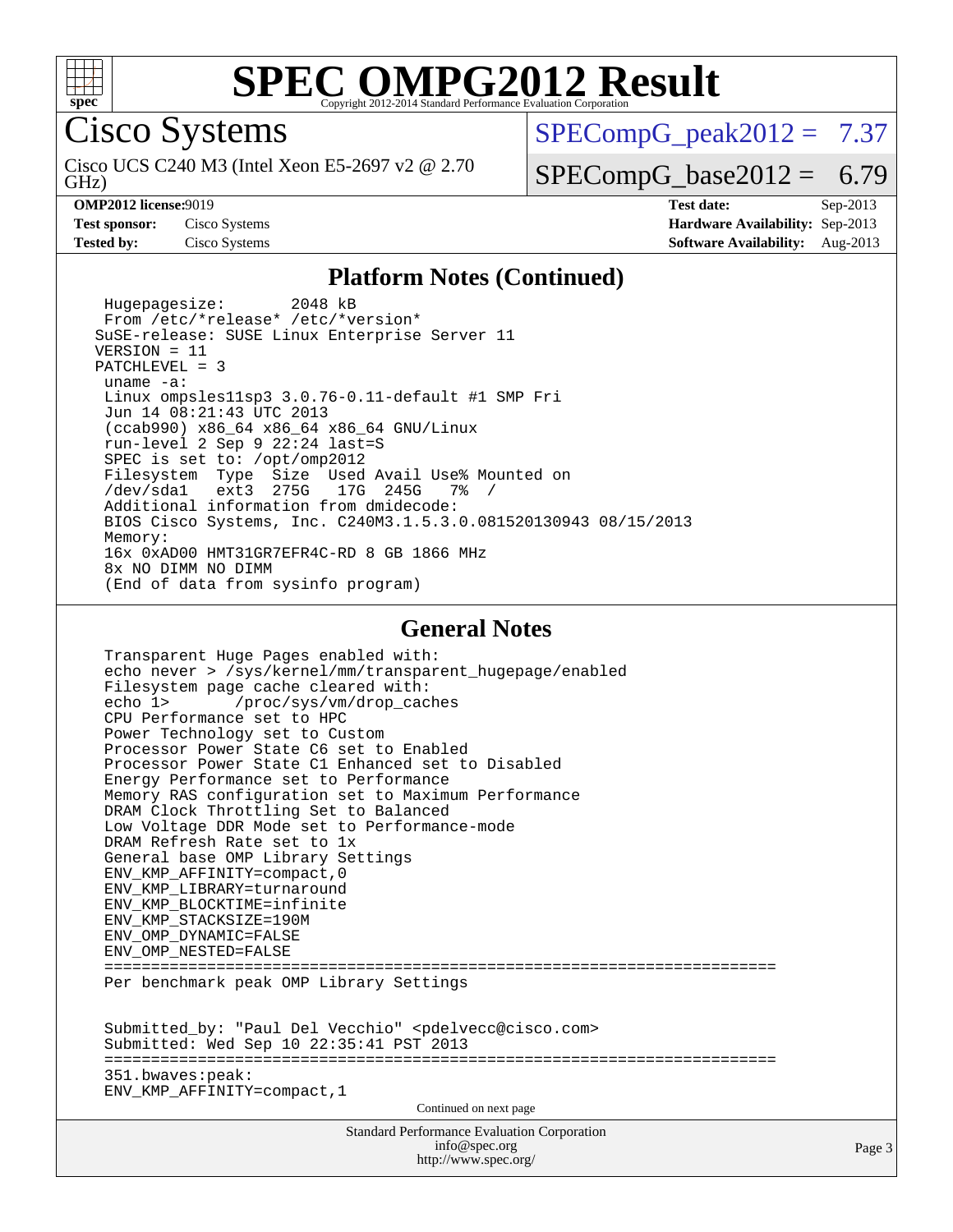# SPEC OMPG2012 Result

Copyright 2012-2014 Standard Performance Evaluation Corporation

## Cisco Systems

Cisco UCS C240 M3 (Intel Xeon E5-2697 v2 @ 2.70 GHz)

SPECompG_peak2012 = 7.37

SPECompG_base2012 = 6.79

**OMP2012 license:** 9019
**Test sponsor:** Cisco Systems
**Tested by:** Cisco Systems

**Test date:** Sep-2013
**Hardware Availability:** Sep-2013
**Software Availability:** Aug-2013

### Platform Notes (Continued)

```
 Hugepagesize:       2048 kB
 From /etc/*release* /etc/*version*
SuSE-release: SUSE Linux Enterprise Server 11
VERSION = 11
PATCHLEVEL = 3
 uname -a:
 Linux ompsles11sp3 3.0.76-0.11-default #1 SMP Fri
 Jun 14 08:21:43 UTC 2013
 (ccab990) x86_64 x86_64 x86_64 GNU/Linux
 run-level 2 Sep 9 22:24 last=S
 SPEC is set to: /opt/omp2012
 Filesystem  Type  Size  Used Avail Use% Mounted on
 /dev/sda1   ext3  275G   17G  245G   7% /
 Additional information from dmidecode:
 BIOS Cisco Systems, Inc. C240M3.1.5.3.0.081520130943 08/15/2013
 Memory:
 16x 0xAD00 HMT31GR7EFR4C-RD 8 GB 1866 MHz
 8x NO DIMM NO DIMM
 (End of data from sysinfo program)
```

### General Notes

```
 Transparent Huge Pages enabled with:
 echo never > /sys/kernel/mm/transparent_hugepage/enabled
 Filesystem page cache cleared with:
 echo 1>       /proc/sys/vm/drop_caches
 CPU Performance set to HPC
 Power Technology set to Custom
 Processor Power State C6 set to Enabled
 Processor Power State C1 Enhanced set to Disabled
 Energy Performance set to Performance
 Memory RAS configuration set to Maximum Performance
 DRAM Clock Throttling Set to Balanced
 Low Voltage DDR Mode set to Performance-mode
 DRAM Refresh Rate set to 1x
 General base OMP Library Settings
 ENV_KMP_AFFINITY=compact,0
 ENV_KMP_LIBRARY=turnaround
 ENV_KMP_BLOCKTIME=infinite
 ENV_KMP_STACKSIZE=190M
 ENV_OMP_DYNAMIC=FALSE
 ENV_OMP_NESTED=FALSE
 ========================================================================
 Per benchmark peak OMP Library Settings


 Submitted_by: "Paul Del Vecchio" <pdelvecc@cisco.com>
 Submitted: Wed Sep 10 22:35:41 PST 2013
 ========================================================================
 351.bwaves:peak:
 ENV_KMP_AFFINITY=compact,1
```

Continued on next page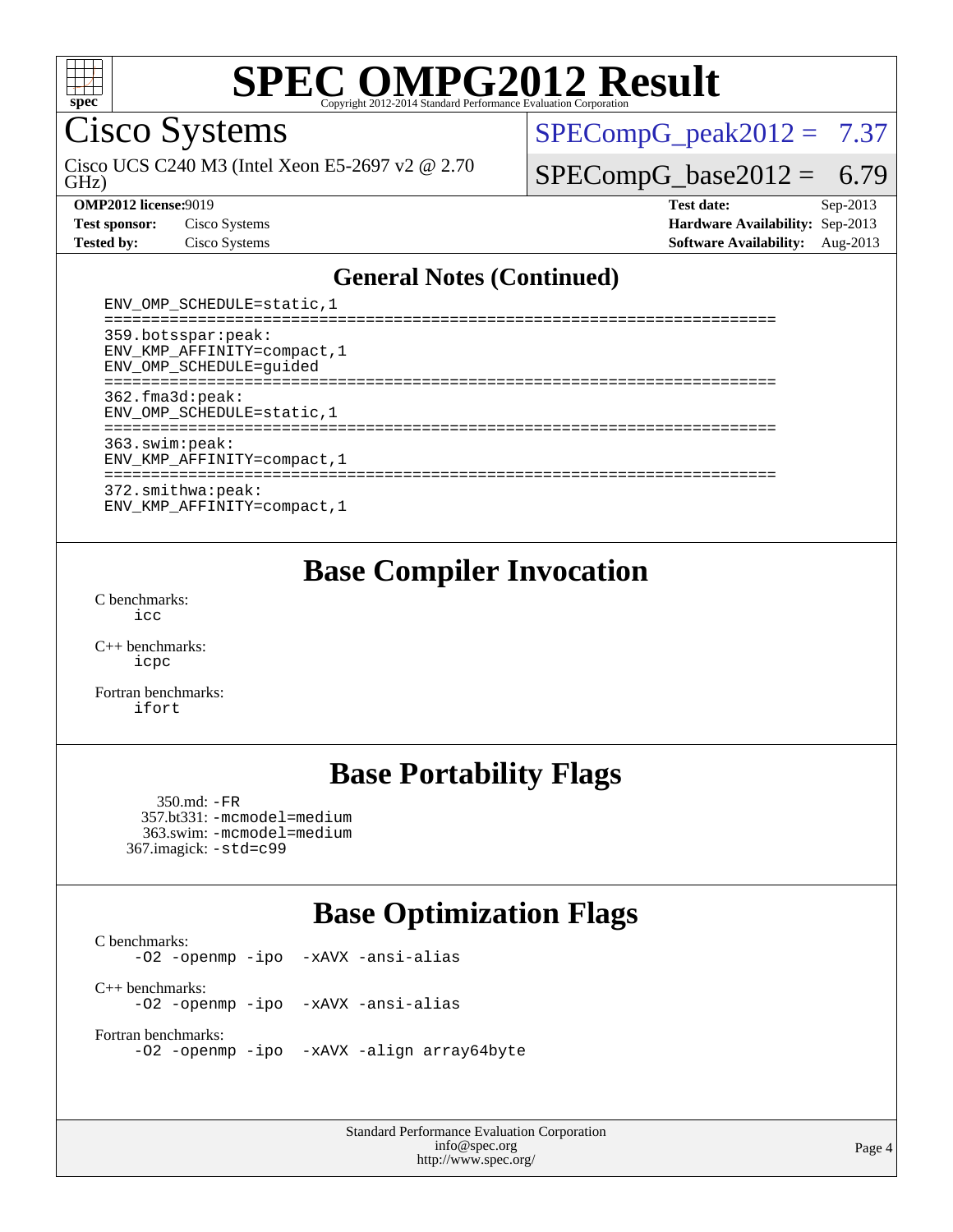# SPEC OMPG2012 Result

## Cisco Systems

Cisco UCS C240 M3 (Intel Xeon E5-2697 v2 @ 2.70 GHz)

SPECompG_peak2012 = 7.37

SPECompG_base2012 = 6.79

**OMP2012 license:** 9019
**Test sponsor:** Cisco Systems
**Tested by:** Cisco Systems

**Test date:** Sep-2013
**Hardware Availability:** Sep-2013
**Software Availability:** Aug-2013

## General Notes (Continued)

```
ENV_OMP_SCHEDULE=static,1
========================================================================
359.botsspar:peak:
ENV_KMP_AFFINITY=compact,1
ENV_OMP_SCHEDULE=guided
========================================================================
362.fma3d:peak:
ENV_OMP_SCHEDULE=static,1
========================================================================
363.swim:peak:
ENV_KMP_AFFINITY=compact,1
========================================================================
372.smithwa:peak:
ENV_KMP_AFFINITY=compact,1
```

## Base Compiler Invocation

C benchmarks:
icc

C++ benchmarks:
icpc

Fortran benchmarks:
ifort

## Base Portability Flags

350.md: -FR
357.bt331: -mcmodel=medium
363.swim: -mcmodel=medium
367.imagick: -std=c99

## Base Optimization Flags

C benchmarks:
-O2 -openmp -ipo -xAVX -ansi-alias

C++ benchmarks:
-O2 -openmp -ipo -xAVX -ansi-alias

Fortran benchmarks:
-O2 -openmp -ipo -xAVX -align array64byte

Standard Performance Evaluation Corporation
info@spec.org
http://www.spec.org/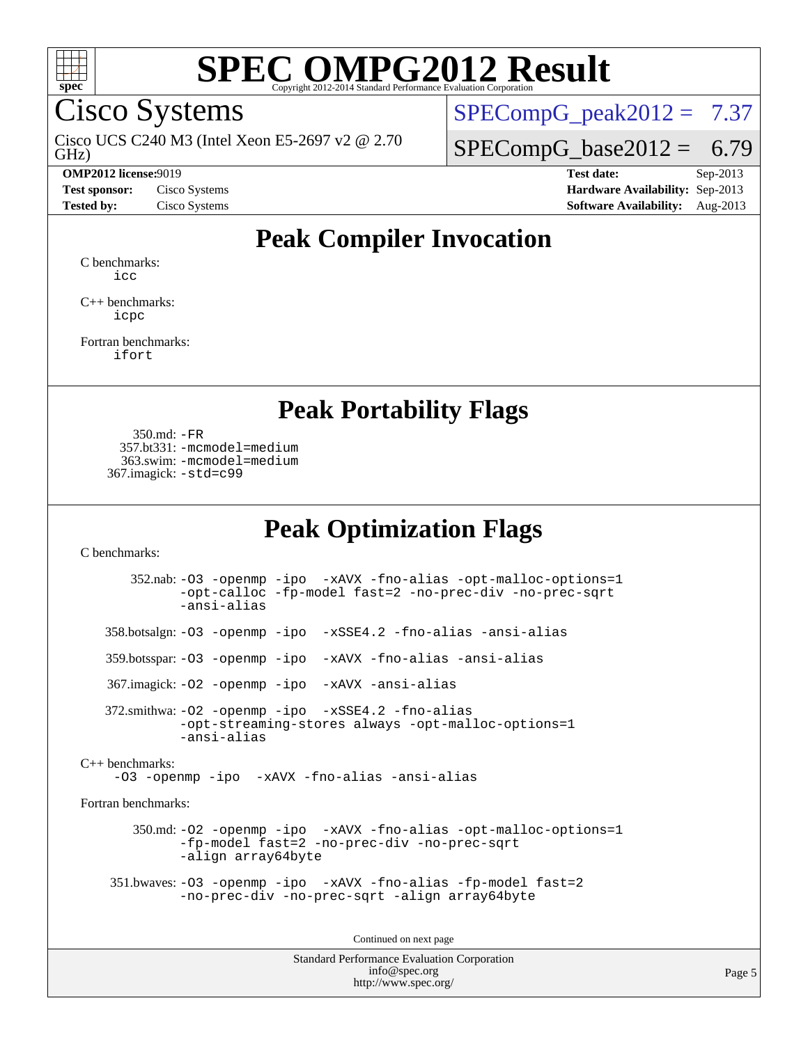# SPEC OMPG2012 Result

Copyright 2012-2014 Standard Performance Evaluation Corporation

## Cisco Systems

Cisco UCS C240 M3 (Intel Xeon E5-2697 v2 @ 2.70 GHz)

SPECompG_peak2012 = 7.37

SPECompG_base2012 = 6.79

**OMP2012 license:** 9019
**Test sponsor:** Cisco Systems
**Tested by:** Cisco Systems

**Test date:** Sep-2013
**Hardware Availability:** Sep-2013
**Software Availability:** Aug-2013

## Peak Compiler Invocation

C benchmarks:
`icc`

C++ benchmarks:
`icpc`

Fortran benchmarks:
`ifort`

## Peak Portability Flags

350.md: `-FR`
357.bt331: `-mcmodel=medium`
363.swim: `-mcmodel=medium`
367.imagick: `-std=c99`

## Peak Optimization Flags

C benchmarks:

352.nab: `-O3 -openmp -ipo -xAVX -fno-alias -opt-malloc-options=1 -opt-calloc -fp-model fast=2 -no-prec-div -no-prec-sqrt -ansi-alias`

358.botsalgn: `-O3 -openmp -ipo -xSSE4.2 -fno-alias -ansi-alias`

359.botsspar: `-O3 -openmp -ipo -xAVX -fno-alias -ansi-alias`

367.imagick: `-O2 -openmp -ipo -xAVX -ansi-alias`

372.smithwa: `-O2 -openmp -ipo -xSSE4.2 -fno-alias -opt-streaming-stores always -opt-malloc-options=1 -ansi-alias`

C++ benchmarks:
`-O3 -openmp -ipo -xAVX -fno-alias -ansi-alias`

Fortran benchmarks:

350.md: `-O2 -openmp -ipo -xAVX -fno-alias -opt-malloc-options=1 -fp-model fast=2 -no-prec-div -no-prec-sqrt -align array64byte`

351.bwaves: `-O3 -openmp -ipo -xAVX -fno-alias -fp-model fast=2 -no-prec-div -no-prec-sqrt -align array64byte`

Continued on next page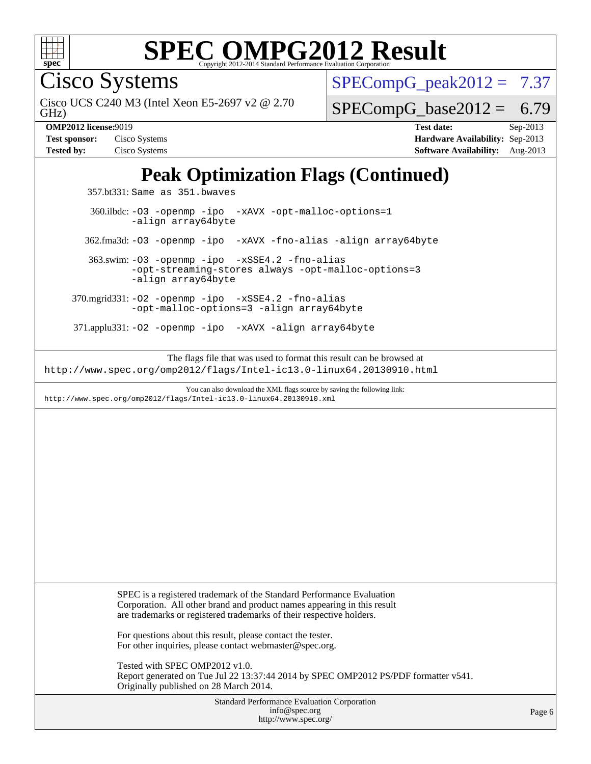# SPEC OMPG2012 Result

Copyright 2012-2014 Standard Performance Evaluation Corporation

**Cisco Systems**

Cisco UCS C240 M3 (Intel Xeon E5-2697 v2 @ 2.70 GHz)

SPECompG_peak2012 = 7.37

SPECompG_base2012 = 6.79

| | | | |
|---|---|---|---|
| **OMP2012 license:** | 9019 | **Test date:** | Sep-2013 |
| **Test sponsor:** | Cisco Systems | **Hardware Availability:** | Sep-2013 |
| **Tested by:** | Cisco Systems | **Software Availability:** | Aug-2013 |

## Peak Optimization Flags (Continued)

357.bt331: Same as 351.bwaves

360.ilbdc: `-O3 -openmp -ipo -xAVX -opt-malloc-options=1 -align array64byte`

362.fma3d: `-O3 -openmp -ipo -xAVX -fno-alias -align array64byte`

363.swim: `-O3 -openmp -ipo -xSSE4.2 -fno-alias -opt-streaming-stores always -opt-malloc-options=3 -align array64byte`

370.mgrid331: `-O2 -openmp -ipo -xSSE4.2 -fno-alias -opt-malloc-options=3 -align array64byte`

371.applu331: `-O2 -openmp -ipo -xAVX -align array64byte`

The flags file that was used to format this result can be browsed at
http://www.spec.org/omp2012/flags/Intel-ic13.0-linux64.20130910.html

You can also download the XML flags source by saving the following link:
http://www.spec.org/omp2012/flags/Intel-ic13.0-linux64.20130910.xml

SPEC is a registered trademark of the Standard Performance Evaluation Corporation. All other brand and product names appearing in this result are trademarks or registered trademarks of their respective holders.

For questions about this result, please contact the tester.
For other inquiries, please contact webmaster@spec.org.

Tested with SPEC OMP2012 v1.0.
Report generated on Tue Jul 22 13:37:44 2014 by SPEC OMP2012 PS/PDF formatter v541.
Originally published on 28 March 2014.

Standard Performance Evaluation Corporation
info@spec.org
http://www.spec.org/